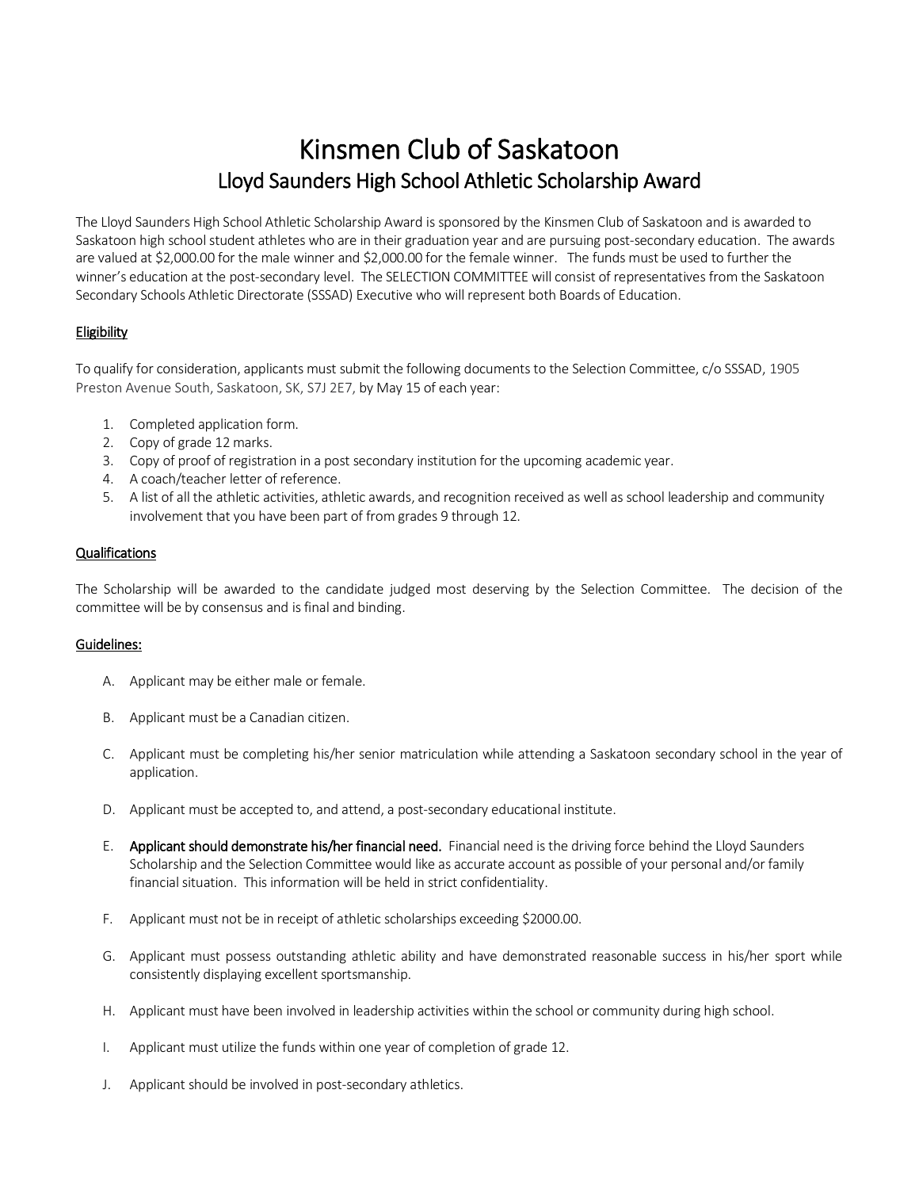# Kinsmen Club of Saskatoon

## Lloyd Saunders High School Athletic Scholarship Award

The Lloyd Saunders High School Athletic Scholarship Award is sponsored by the Kinsmen Club of Saskatoon and is awarded to Saskatoon high school student athletes who are in their graduation year and are pursuing post-secondary education. The awards are valued at $2,000.00 for the male winner and $2,000.00 for the female winner. The funds must be used to further the winner's education at the post-secondary level. The SELECTION COMMITTEE will consist of representatives from the Saskatoon Secondary Schools Athletic Directorate (SSSAD) Executive who will represent both Boards of Education.

### Eligibility

To qualify for consideration, applicants must submit the following documents to the Selection Committee, c/o SSSAD, 1905 Preston Avenue South, Saskatoon, SK, S7J 2E7, by May 15 of each year:

1. Completed application form.
2. Copy of grade 12 marks.
3. Copy of proof of registration in a post secondary institution for the upcoming academic year.
4. A coach/teacher letter of reference.
5. A list of all the athletic activities, athletic awards, and recognition received as well as school leadership and community involvement that you have been part of from grades 9 through 12.

### Qualifications

The Scholarship will be awarded to the candidate judged most deserving by the Selection Committee. The decision of the committee will be by consensus and is final and binding.

### Guidelines:

A. Applicant may be either male or female.

B. Applicant must be a Canadian citizen.

C. Applicant must be completing his/her senior matriculation while attending a Saskatoon secondary school in the year of application.

D. Applicant must be accepted to, and attend, a post-secondary educational institute.

E. **Applicant should demonstrate his/her financial need.** Financial need is the driving force behind the Lloyd Saunders Scholarship and the Selection Committee would like as accurate account as possible of your personal and/or family financial situation. This information will be held in strict confidentiality.

F. Applicant must not be in receipt of athletic scholarships exceeding $2000.00.

G. Applicant must possess outstanding athletic ability and have demonstrated reasonable success in his/her sport while consistently displaying excellent sportsmanship.

H. Applicant must have been involved in leadership activities within the school or community during high school.

I. Applicant must utilize the funds within one year of completion of grade 12.

J. Applicant should be involved in post-secondary athletics.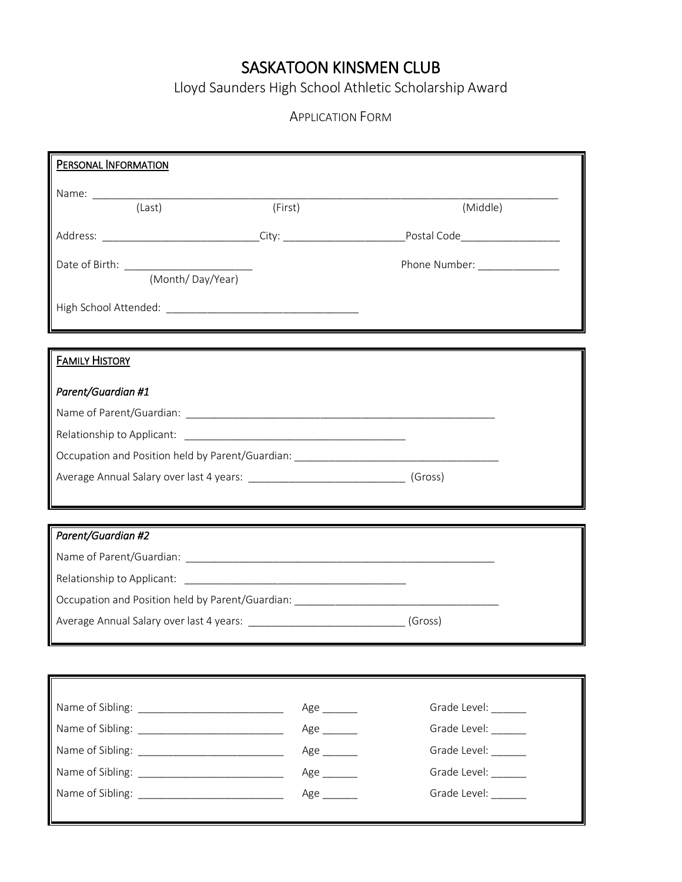# SASKATOON KINSMEN CLUB

## Lloyd Saunders High School Athletic Scholarship Award

### APPLICATION FORM

**PERSONAL INFORMATION**

Name: ______________________________________________________________________________
(Last) (First) (Middle)

Address: ___________________________City: _____________________Postal Code_________________

Date of Birth: _____________________ (Month/ Day/Year)

Phone Number: ______________

High School Attended: _________________________________

**FAMILY HISTORY**

*Parent/Guardian #1*

Name of Parent/Guardian: ______________________________________________________

Relationship to Applicant: _______________________________________

Occupation and Position held by Parent/Guardian: ___________________________________

Average Annual Salary over last 4 years: ___________________________ (Gross)

*Parent/Guardian #2*

Name of Parent/Guardian: ______________________________________________________

Relationship to Applicant: _______________________________________

Occupation and Position held by Parent/Guardian: ___________________________________

Average Annual Salary over last 4 years: ___________________________ (Gross)

Name of Sibling: _________________________ Age ______ Grade Level: ______

Name of Sibling: _________________________ Age ______ Grade Level: ______

Name of Sibling: _________________________ Age ______ Grade Level: ______

Name of Sibling: _________________________ Age ______ Grade Level: ______

Name of Sibling: _________________________ Age ______ Grade Level: ______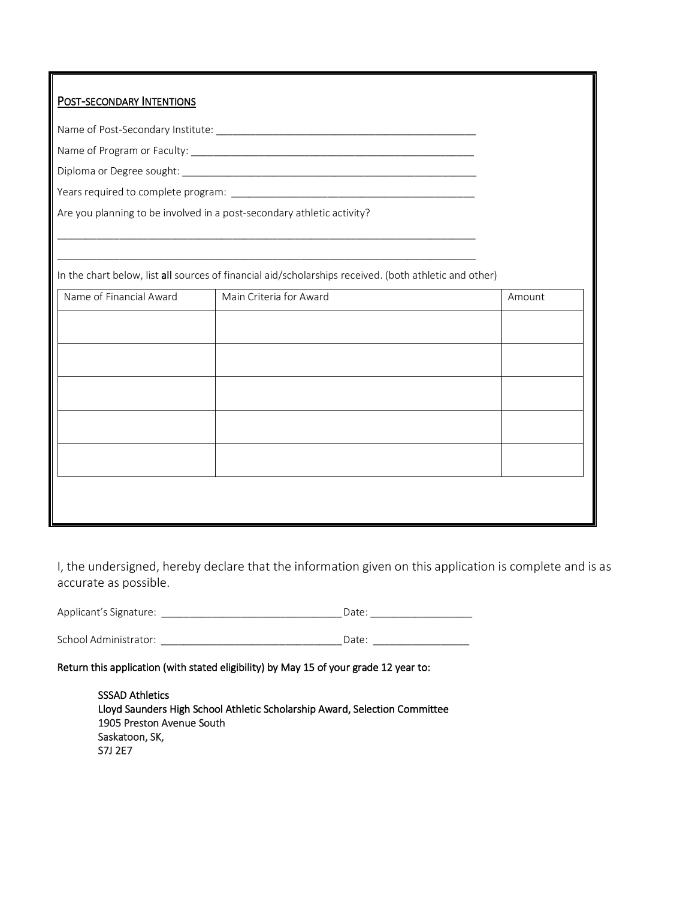## Post-secondary Intentions

Name of Post-Secondary Institute: ______________________________________________

Name of Program or Faculty: ___________________________________________________

Diploma or Degree sought: _____________________________________________________

Years required to complete program: ____________________________________________

Are you planning to be involved in a post-secondary athletic activity?

___________________________________________________________________________

___________________________________________________________________________

In the chart below, list **all** sources of financial aid/scholarships received. (both athletic and other)

| Name of Financial Award | Main Criteria for Award | Amount |
|---|---|---|
| | | |
| | | |
| | | |
| | | |
| | | |

I, the undersigned, hereby declare that the information given on this application is complete and is as accurate as possible.

Applicant's Signature: _______________________________ Date: _________________

School Administrator: ________________________________ Date: ________________

**Return this application (with stated eligibility) by May 15 of your grade 12 year to:**

> **SSSAD Athletics**
> **Lloyd Saunders High School Athletic Scholarship Award, Selection Committee**
> 1905 Preston Avenue South
> Saskatoon, SK,
> S7J 2E7